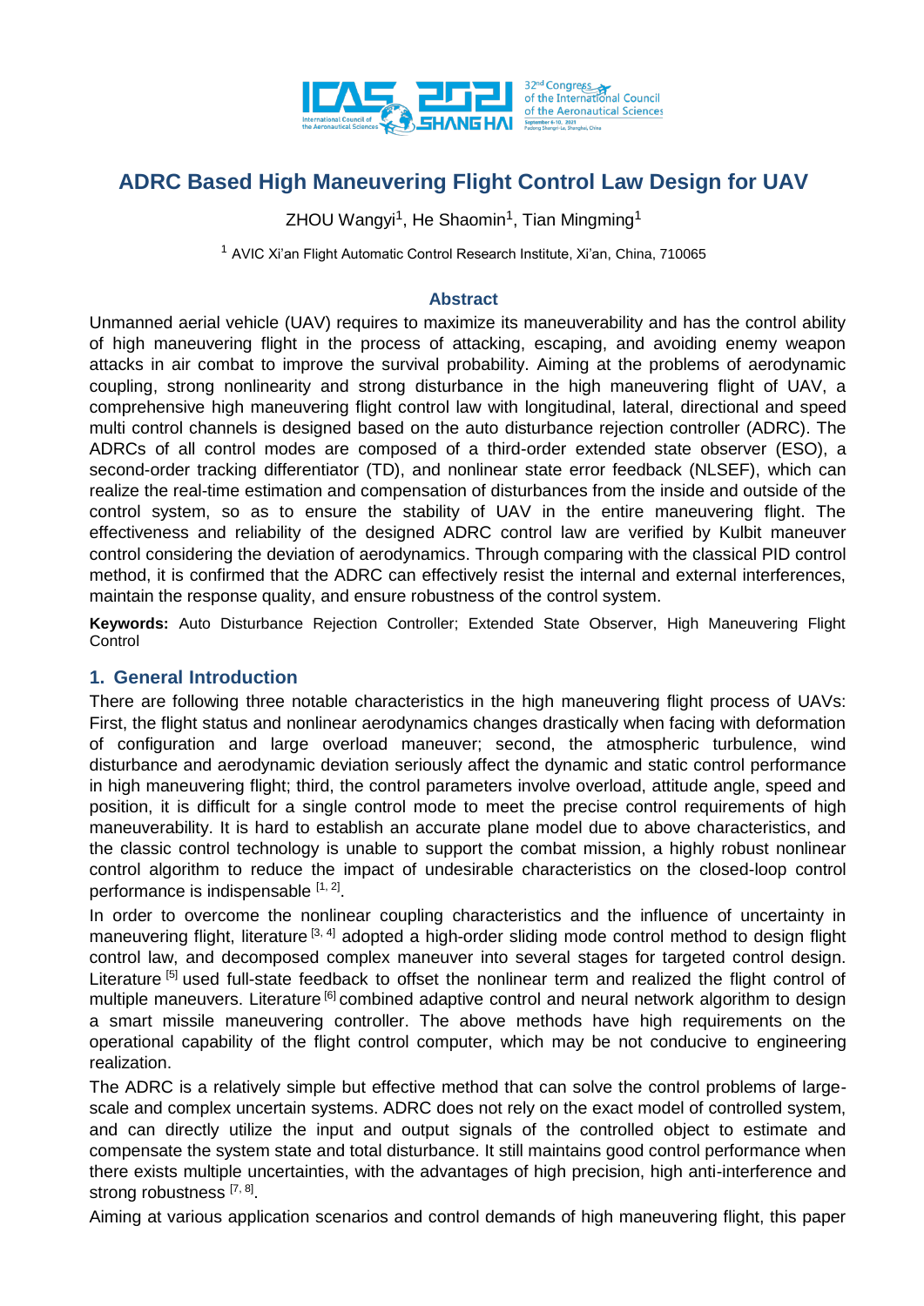# ADRC Based High Maneuvering Flight Control Law Design for UAV

ZHOU Wangyi[1], He Shaomin[1], Tian Mingming[1]

[1] AVIC Xi'an Flight Automatic Control Research Institute, Xi'an, China, 710065

## Abstract

Unmanned aerial vehicle (UAV) requires to maximize its maneuverability and has the control ability of high maneuvering flight in the process of attacking, escaping, and avoiding enemy weapon attacks in air combat to improve the survival probability. Aiming at the problems of aerodynamic coupling, strong nonlinearity and strong disturbance in the high maneuvering flight of UAV, a comprehensive high maneuvering flight control law with longitudinal, lateral, directional and speed multi control channels is designed based on the auto disturbance rejection controller (ADRC). The ADRCs of all control modes are composed of a third-order extended state observer (ESO), a second-order tracking differentiator (TD), and nonlinear state error feedback (NLSEF), which can realize the real-time estimation and compensation of disturbances from the inside and outside of the control system, so as to ensure the stability of UAV in the entire maneuvering flight. The effectiveness and reliability of the designed ADRC control law are verified by Kulbit maneuver control considering the deviation of aerodynamics. Through comparing with the classical PID control method, it is confirmed that the ADRC can effectively resist the internal and external interferences, maintain the response quality, and ensure robustness of the control system.

**Keywords:** Auto Disturbance Rejection Controller; Extended State Observer, High Maneuvering Flight Control

## 1. General Introduction

There are following three notable characteristics in the high maneuvering flight process of UAVs: First, the flight status and nonlinear aerodynamics changes drastically when facing with deformation of configuration and large overload maneuver; second, the atmospheric turbulence, wind disturbance and aerodynamic deviation seriously affect the dynamic and static control performance in high maneuvering flight; third, the control parameters involve overload, attitude angle, speed and position, it is difficult for a single control mode to meet the precise control requirements of high maneuverability. It is hard to establish an accurate plane model due to above characteristics, and the classic control technology is unable to support the combat mission, a highly robust nonlinear control algorithm to reduce the impact of undesirable characteristics on the closed-loop control performance is indispensable [1, 2].

In order to overcome the nonlinear coupling characteristics and the influence of uncertainty in maneuvering flight, literature [3, 4] adopted a high-order sliding mode control method to design flight control law, and decomposed complex maneuver into several stages for targeted control design. Literature [5] used full-state feedback to offset the nonlinear term and realized the flight control of multiple maneuvers. Literature [6] combined adaptive control and neural network algorithm to design a smart missile maneuvering controller. The above methods have high requirements on the operational capability of the flight control computer, which may be not conducive to engineering realization.

The ADRC is a relatively simple but effective method that can solve the control problems of large-scale and complex uncertain systems. ADRC does not rely on the exact model of controlled system, and can directly utilize the input and output signals of the controlled object to estimate and compensate the system state and total disturbance. It still maintains good control performance when there exists multiple uncertainties, with the advantages of high precision, high anti-interference and strong robustness [7, 8].

Aiming at various application scenarios and control demands of high maneuvering flight, this paper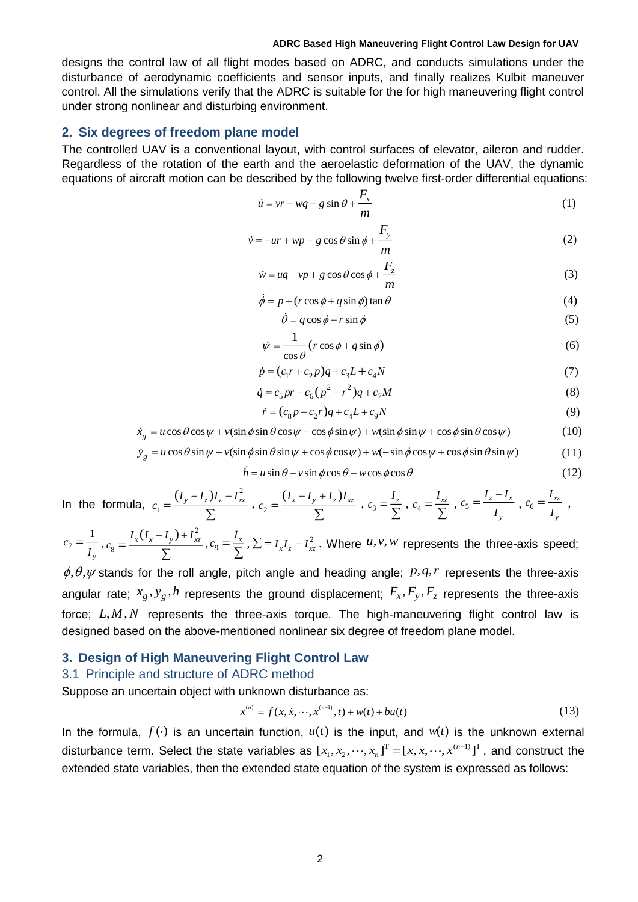designs the control law of all flight modes based on ADRC, and conducts simulations under the disturbance of aerodynamic coefficients and sensor inputs, and finally realizes Kulbit maneuver control. All the simulations verify that the ADRC is suitable for the for high maneuvering flight control under strong nonlinear and disturbing environment.

## 2. Six degrees of freedom plane model

The controlled UAV is a conventional layout, with control surfaces of elevator, aileron and rudder. Regardless of the rotation of the earth and the aeroelastic deformation of the UAV, the dynamic equations of aircraft motion can be described by the following twelve first-order differential equations:

$$\dot{u} = vr - wq - g\sin\theta + \frac{F_x}{m} \tag{1}$$

$$\dot{v} = -ur + wp + g\cos\theta\sin\phi + \frac{F_y}{m} \tag{2}$$

$$\dot{w} = uq - vp + g\cos\theta\cos\phi + \frac{F_z}{m} \tag{3}$$

$$\dot{\phi} = p + (r\cos\phi + q\sin\phi)\tan\theta \tag{4}$$

$$\dot{\theta} = q\cos\phi - r\sin\phi \tag{5}$$

$$\dot{\psi} = \frac{1}{\cos\theta}(r\cos\phi + q\sin\phi) \tag{6}$$

$$\dot{p} = (c_1 r + c_2 p)q + c_3 L + c_4 N \tag{7}$$

$$\dot{q} = c_5 pr - c_6(p^2 - r^2)q + c_7 M \tag{8}$$

$$\dot{r} = (c_8 p - c_2 r)q + c_4 L + c_9 N \tag{9}$$

$$\dot{x}_g = u\cos\theta\cos\psi + v(\sin\phi\sin\theta\cos\psi - \cos\phi\sin\psi) + w(\sin\phi\sin\psi + \cos\phi\sin\theta\cos\psi) \tag{10}$$

$$\dot{y}_g = u\cos\theta\sin\psi + v(\sin\phi\sin\theta\sin\psi + \cos\phi\cos\psi) + w(-\sin\phi\cos\psi + \cos\phi\sin\theta\sin\psi) \tag{11}$$

$$\dot{h} = u\sin\theta - v\sin\phi\cos\theta - w\cos\phi\cos\theta \tag{12}$$

In the formula, $c_1 = \frac{(I_y - I_z)I_z - I_{xz}^2}{\sum}$, $c_2 = \frac{(I_x - I_y + I_z)I_{xz}}{\sum}$, $c_3 = \frac{I_z}{\sum}$, $c_4 = \frac{I_{xz}}{\sum}$, $c_5 = \frac{I_z - I_x}{I_y}$, $c_6 = \frac{I_{xz}}{I_y}$, $c_7 = \frac{1}{I_y}$, $c_8 = \frac{I_x(I_x - I_y) + I_{xz}^2}{\sum}$, $c_9 = \frac{I_x}{\sum}$, $\sum = I_x I_z - I_{xz}^2$. Where $u, v, w$ represents the three-axis speed; $\phi, \theta, \psi$ stands for the roll angle, pitch angle and heading angle; $p, q, r$ represents the three-axis angular rate; $x_g, y_g, h$ represents the ground displacement; $F_x, F_y, F_z$ represents the three-axis force; $L, M, N$ represents the three-axis torque. The high-maneuvering flight control law is designed based on the above-mentioned nonlinear six degree of freedom plane model.

## 3. Design of High Maneuvering Flight Control Law

### 3.1 Principle and structure of ADRC method

Suppose an uncertain object with unknown disturbance as:

$$x^{(n)} = f(x, \dot{x}, \cdots, x^{(n-1)}, t) + w(t) + bu(t) \tag{13}$$

In the formula, $f(\cdot)$ is an uncertain function, $u(t)$ is the input, and $w(t)$ is the unknown external disturbance term. Select the state variables as $[x_1, x_2, \cdots, x_n]^{\mathrm{T}} = [x, \dot{x}, \cdots, x^{(n-1)}]^{\mathrm{T}}$, and construct the extended state variables, then the extended state equation of the system is expressed as follows: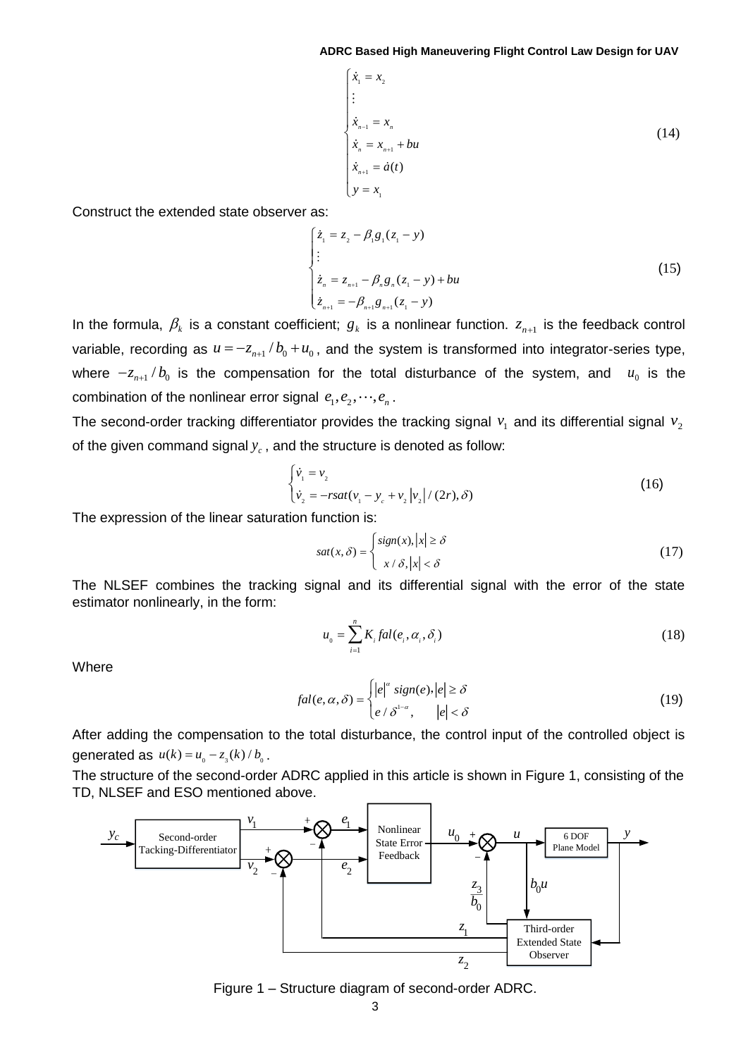$$
\begin{cases}
\dot{x}_1 = x_2 \\
\vdots \\
\dot{x}_{n-1} = x_n \\
\dot{x}_n = x_{n+1} + bu \\
\dot{x}_{n+1} = \dot{a}(t) \\
y = x_1
\end{cases}
\tag{14}
$$

Construct the extended state observer as:

$$
\begin{cases}
\dot{z}_1 = z_2 - \beta_1 g_1(z_1 - y) \\
\vdots \\
\dot{z}_n = z_{n+1} - \beta_n g_n(z_1 - y) + bu \\
\dot{z}_{n+1} = -\beta_{n+1} g_{n+1}(z_1 - y)
\end{cases}
\tag{15}
$$

In the formula, $\beta_k$ is a constant coefficient; $g_k$ is a nonlinear function. $z_{n+1}$ is the feedback control variable, recording as $u = -z_{n+1}/b_0 + u_0$, and the system is transformed into integrator-series type, where $-z_{n+1}/b_0$ is the compensation for the total disturbance of the system, and $u_0$ is the combination of the nonlinear error signal $e_1, e_2, \cdots, e_n$.

The second-order tracking differentiator provides the tracking signal $v_1$ and its differential signal $v_2$ of the given command signal $y_c$, and the structure is denoted as follow:

$$
\begin{cases}
\dot{v}_1 = v_2 \\
\dot{v}_2 = -r\,sat(v_1 - y_c + v_2 |v_2| / (2r), \delta)
\end{cases}
\tag{16}
$$

The expression of the linear saturation function is:

$$
sat(x, \delta) =
\begin{cases}
sign(x), |x| \geq \delta \\
x / \delta, |x| < \delta
\end{cases}
\tag{17}
$$

The NLSEF combines the tracking signal and its differential signal with the error of the state estimator nonlinearly, in the form:

$$
u_0 = \sum_{i=1}^{n} K_i\, fal(e_i, \alpha_i, \delta_i)
\tag{18}
$$

Where

$$
fal(e, \alpha, \delta) =
\begin{cases}
|e|^{\alpha} sign(e), |e| \geq \delta \\
e / \delta^{1-\alpha}, \quad |e| < \delta
\end{cases}
\tag{19}
$$

After adding the compensation to the total disturbance, the control input of the controlled object is generated as $u(k) = u_0 - z_3(k) / b_0$.

The structure of the second-order ADRC applied in this article is shown in Figure 1, consisting of the TD, NLSEF and ESO mentioned above.

Figure 1 – Structure diagram of second-order ADRC.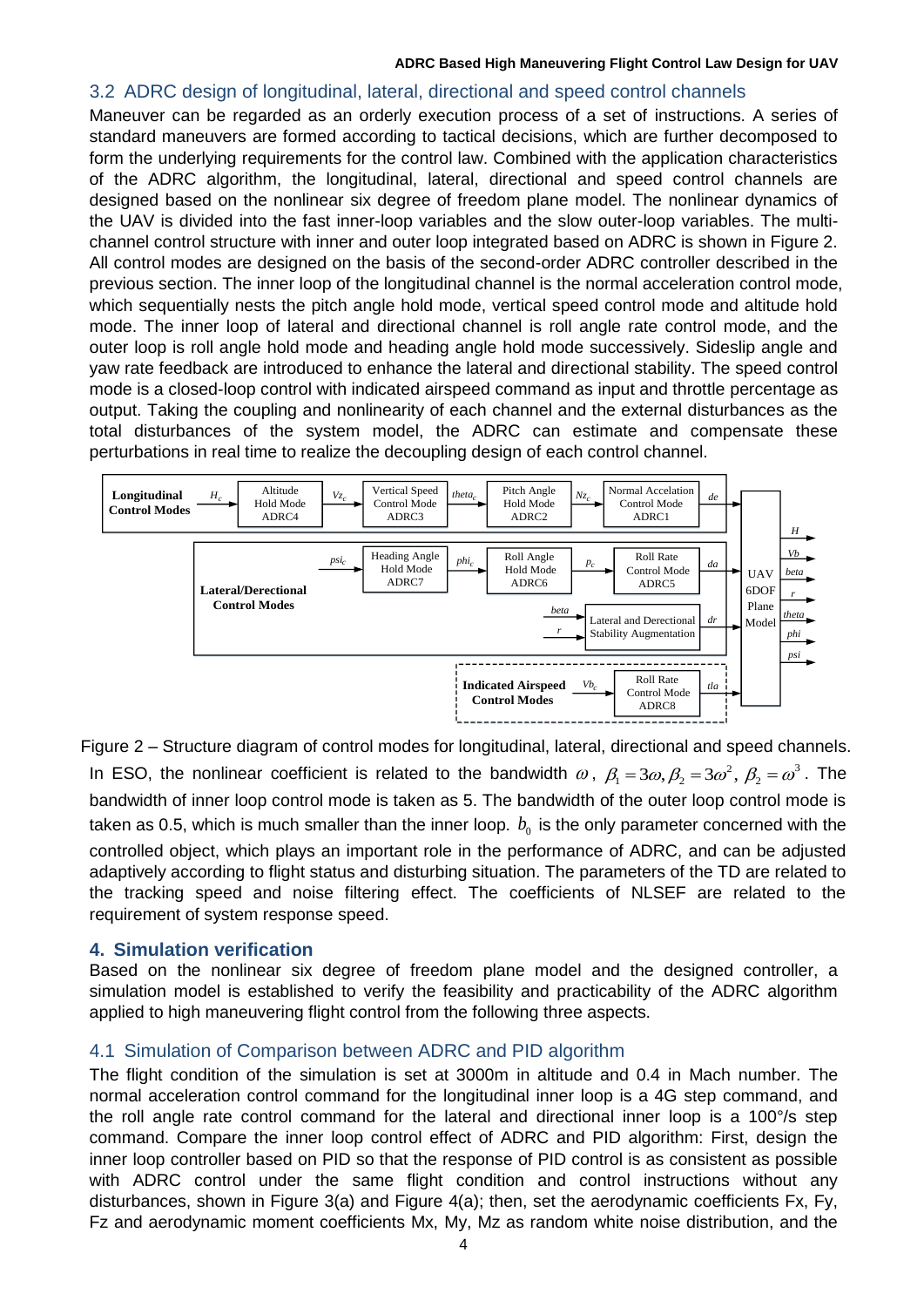### 3.2 ADRC design of longitudinal, lateral, directional and speed control channels

Maneuver can be regarded as an orderly execution process of a set of instructions. A series of standard maneuvers are formed according to tactical decisions, which are further decomposed to form the underlying requirements for the control law. Combined with the application characteristics of the ADRC algorithm, the longitudinal, lateral, directional and speed control channels are designed based on the nonlinear six degree of freedom plane model. The nonlinear dynamics of the UAV is divided into the fast inner-loop variables and the slow outer-loop variables. The multi-channel control structure with inner and outer loop integrated based on ADRC is shown in Figure 2. All control modes are designed on the basis of the second-order ADRC controller described in the previous section. The inner loop of the longitudinal channel is the normal acceleration control mode, which sequentially nests the pitch angle hold mode, vertical speed control mode and altitude hold mode. The inner loop of lateral and directional channel is roll angle rate control mode, and the outer loop is roll angle hold mode and heading angle hold mode successively. Sideslip angle and yaw rate feedback are introduced to enhance the lateral and directional stability. The speed control mode is a closed-loop control with indicated airspeed command as input and throttle percentage as output. Taking the coupling and nonlinearity of each channel and the external disturbances as the total disturbances of the system model, the ADRC can estimate and compensate these perturbations in real time to realize the decoupling design of each control channel.

Figure 2 – Structure diagram of control modes for longitudinal, lateral, directional and speed channels.

In ESO, the nonlinear coefficient is related to the bandwidth $\omega$, $\beta_1 = 3\omega, \beta_2 = 3\omega^2$, $\beta_2 = \omega^3$. The bandwidth of inner loop control mode is taken as 5. The bandwidth of the outer loop control mode is taken as 0.5, which is much smaller than the inner loop. $b_0$ is the only parameter concerned with the controlled object, which plays an important role in the performance of ADRC, and can be adjusted adaptively according to flight status and disturbing situation. The parameters of the TD are related to the tracking speed and noise filtering effect. The coefficients of NLSEF are related to the requirement of system response speed.

## 4. Simulation verification

Based on the nonlinear six degree of freedom plane model and the designed controller, a simulation model is established to verify the feasibility and practicability of the ADRC algorithm applied to high maneuvering flight control from the following three aspects.

### 4.1 Simulation of Comparison between ADRC and PID algorithm

The flight condition of the simulation is set at 3000m in altitude and 0.4 in Mach number. The normal acceleration control command for the longitudinal inner loop is a 4G step command, and the roll angle rate control command for the lateral and directional inner loop is a 100°/s step command. Compare the inner loop control effect of ADRC and PID algorithm: First, design the inner loop controller based on PID so that the response of PID control is as consistent as possible with ADRC control under the same flight condition and control instructions without any disturbances, shown in Figure 3(a) and Figure 4(a); then, set the aerodynamic coefficients Fx, Fy, Fz and aerodynamic moment coefficients Mx, My, Mz as random white noise distribution, and the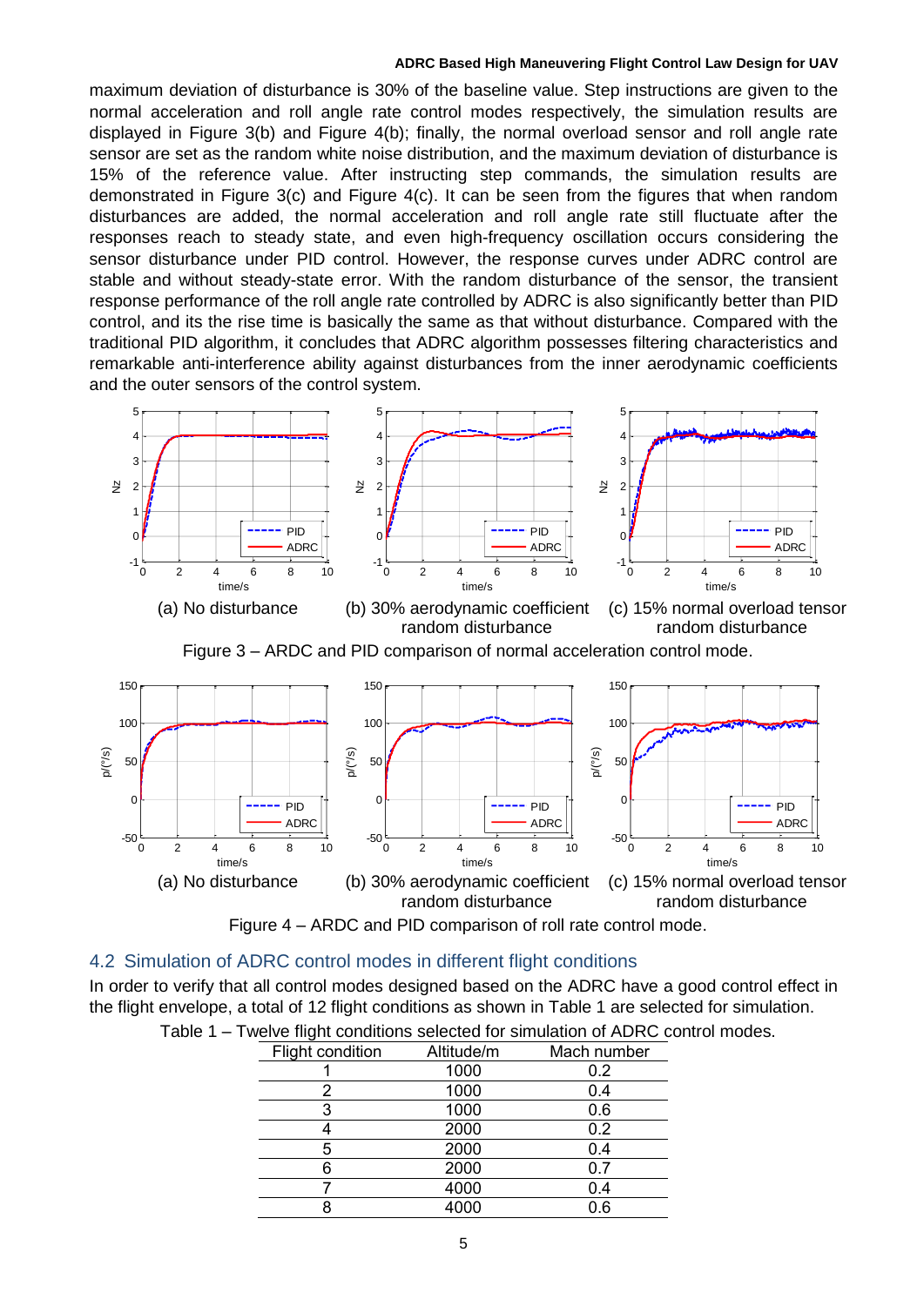maximum deviation of disturbance is 30% of the baseline value. Step instructions are given to the normal acceleration and roll angle rate control modes respectively, the simulation results are displayed in Figure 3(b) and Figure 4(b); finally, the normal overload sensor and roll angle rate sensor are set as the random white noise distribution, and the maximum deviation of disturbance is 15% of the reference value. After instructing step commands, the simulation results are demonstrated in Figure 3(c) and Figure 4(c). It can be seen from the figures that when random disturbances are added, the normal acceleration and roll angle rate still fluctuate after the responses reach to steady state, and even high-frequency oscillation occurs considering the sensor disturbance under PID control. However, the response curves under ADRC control are stable and without steady-state error. With the random disturbance of the sensor, the transient response performance of the roll angle rate controlled by ADRC is also significantly better than PID control, and its the rise time is basically the same as that without disturbance. Compared with the traditional PID algorithm, it concludes that ADRC algorithm possesses filtering characteristics and remarkable anti-interference ability against disturbances from the inner aerodynamic coefficients and the outer sensors of the control system.

(a) No disturbance (b) 30% aerodynamic coefficient random disturbance (c) 15% normal overload tensor random disturbance

Figure 3 – ARDC and PID comparison of normal acceleration control mode.

(a) No disturbance (b) 30% aerodynamic coefficient random disturbance (c) 15% normal overload tensor random disturbance

Figure 4 – ARDC and PID comparison of roll rate control mode.

## 4.2 Simulation of ADRC control modes in different flight conditions

In order to verify that all control modes designed based on the ADRC have a good control effect in the flight envelope, a total of 12 flight conditions as shown in Table 1 are selected for simulation.

Table 1 – Twelve flight conditions selected for simulation of ADRC control modes.

| Flight condition | Altitude/m | Mach number |
|---|---|---|
| 1 | 1000 | 0.2 |
| 2 | 1000 | 0.4 |
| 3 | 1000 | 0.6 |
| 4 | 2000 | 0.2 |
| 5 | 2000 | 0.4 |
| 6 | 2000 | 0.7 |
| 7 | 4000 | 0.4 |
| 8 | 4000 | 0.6 |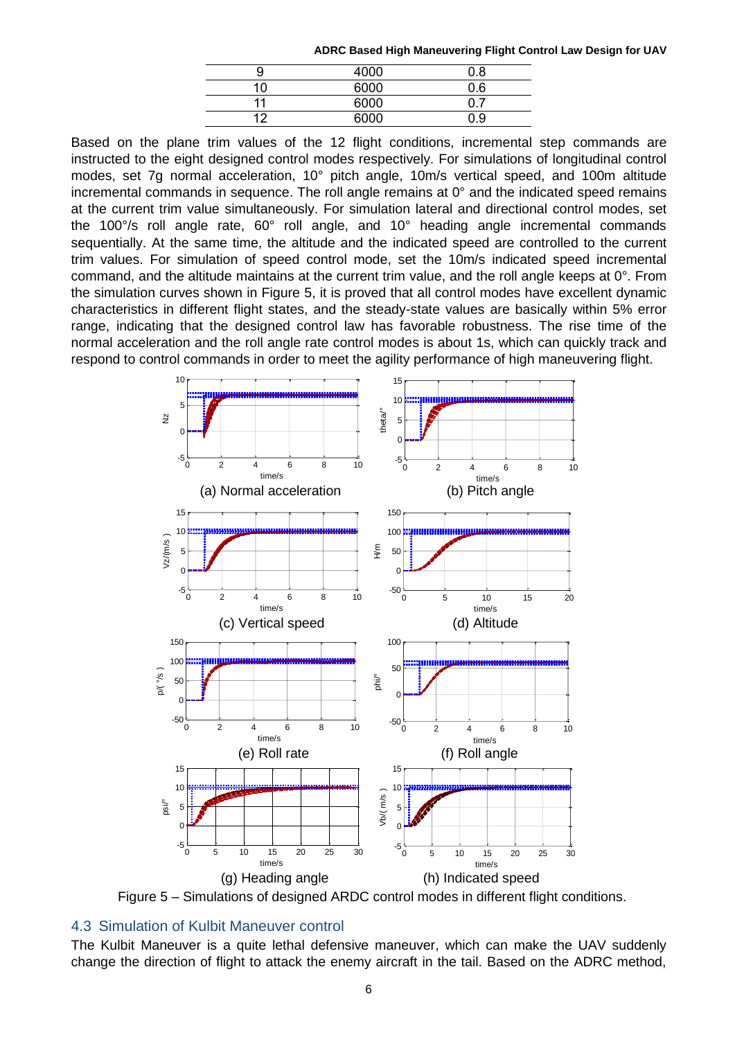| 9 | 4000 | 0.8 |
|---|---|---|
| 10 | 6000 | 0.6 |
| 11 | 6000 | 0.7 |
| 12 | 6000 | 0.9 |

Based on the plane trim values of the 12 flight conditions, incremental step commands are instructed to the eight designed control modes respectively. For simulations of longitudinal control modes, set 7g normal acceleration, 10° pitch angle, 10m/s vertical speed, and 100m altitude incremental commands in sequence. The roll angle remains at 0° and the indicated speed remains at the current trim value simultaneously. For simulation lateral and directional control modes, set the 100°/s roll angle rate, 60° roll angle, and 10° heading angle incremental commands sequentially. At the same time, the altitude and the indicated speed are controlled to the current trim values. For simulation of speed control mode, set the 10m/s indicated speed incremental command, and the altitude maintains at the current trim value, and the roll angle keeps at 0°. From the simulation curves shown in Figure 5, it is proved that all control modes have excellent dynamic characteristics in different flight states, and the steady-state values are basically within 5% error range, indicating that the designed control law has favorable robustness. The rise time of the normal acceleration and the roll angle rate control modes is about 1s, which can quickly track and respond to control commands in order to meet the agility performance of high maneuvering flight.

(a) Normal acceleration (b) Pitch angle

(c) Vertical speed (d) Altitude

(e) Roll rate (f) Roll angle

(g) Heading angle (h) Indicated speed

Figure 5 – Simulations of designed ARDC control modes in different flight conditions.

## 4.3 Simulation of Kulbit Maneuver control

The Kulbit Maneuver is a quite lethal defensive maneuver, which can make the UAV suddenly change the direction of flight to attack the enemy aircraft in the tail. Based on the ADRC method,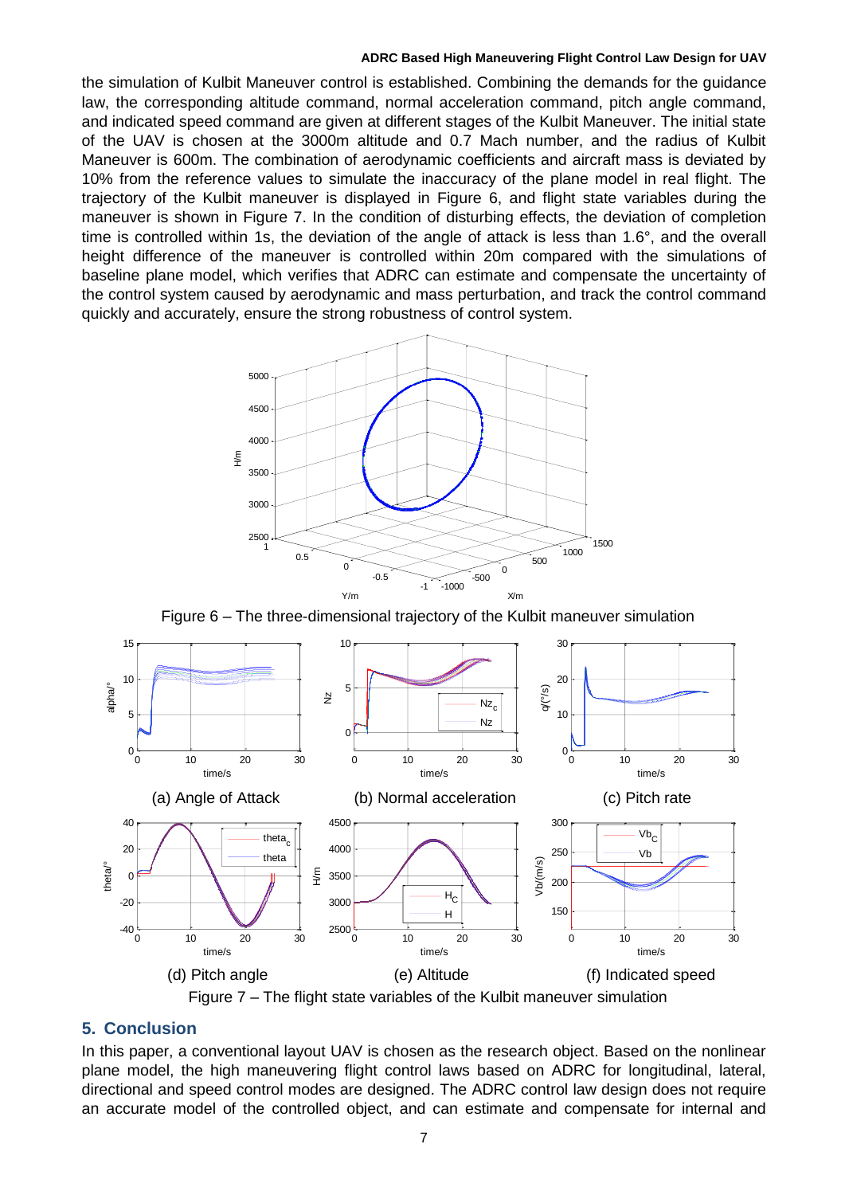the simulation of Kulbit Maneuver control is established. Combining the demands for the guidance law, the corresponding altitude command, normal acceleration command, pitch angle command, and indicated speed command are given at different stages of the Kulbit Maneuver. The initial state of the UAV is chosen at the 3000m altitude and 0.7 Mach number, and the radius of Kulbit Maneuver is 600m. The combination of aerodynamic coefficients and aircraft mass is deviated by 10% from the reference values to simulate the inaccuracy of the plane model in real flight. The trajectory of the Kulbit maneuver is displayed in Figure 6, and flight state variables during the maneuver is shown in Figure 7. In the condition of disturbing effects, the deviation of completion time is controlled within 1s, the deviation of the angle of attack is less than 1.6°, and the overall height difference of the maneuver is controlled within 20m compared with the simulations of baseline plane model, which verifies that ADRC can estimate and compensate the uncertainty of the control system caused by aerodynamic and mass perturbation, and track the control command quickly and accurately, ensure the strong robustness of control system.

Figure 6 – The three-dimensional trajectory of the Kulbit maneuver simulation

(a) Angle of Attack (b) Normal acceleration (c) Pitch rate

(d) Pitch angle (e) Altitude (f) Indicated speed

Figure 7 – The flight state variables of the Kulbit maneuver simulation

## 5. Conclusion

In this paper, a conventional layout UAV is chosen as the research object. Based on the nonlinear plane model, the high maneuvering flight control laws based on ADRC for longitudinal, lateral, directional and speed control modes are designed. The ADRC control law design does not require an accurate model of the controlled object, and can estimate and compensate for internal and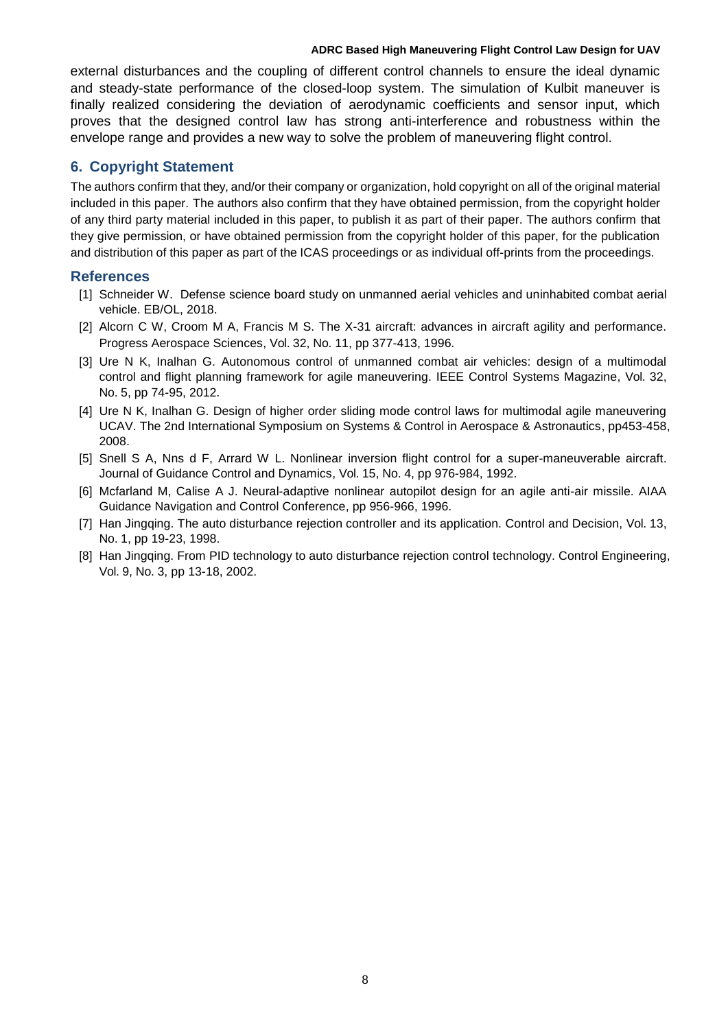external disturbances and the coupling of different control channels to ensure the ideal dynamic and steady-state performance of the closed-loop system. The simulation of Kulbit maneuver is finally realized considering the deviation of aerodynamic coefficients and sensor input, which proves that the designed control law has strong anti-interference and robustness within the envelope range and provides a new way to solve the problem of maneuvering flight control.

## 6. Copyright Statement

The authors confirm that they, and/or their company or organization, hold copyright on all of the original material included in this paper. The authors also confirm that they have obtained permission, from the copyright holder of any third party material included in this paper, to publish it as part of their paper. The authors confirm that they give permission, or have obtained permission from the copyright holder of this paper, for the publication and distribution of this paper as part of the ICAS proceedings or as individual off-prints from the proceedings.

## References

[1] Schneider W. Defense science board study on unmanned aerial vehicles and uninhabited combat aerial vehicle. EB/OL, 2018.

[2] Alcorn C W, Croom M A, Francis M S. The X-31 aircraft: advances in aircraft agility and performance. Progress Aerospace Sciences, Vol. 32, No. 11, pp 377-413, 1996.

[3] Ure N K, Inalhan G. Autonomous control of unmanned combat air vehicles: design of a multimodal control and flight planning framework for agile maneuvering. IEEE Control Systems Magazine, Vol. 32, No. 5, pp 74-95, 2012.

[4] Ure N K, Inalhan G. Design of higher order sliding mode control laws for multimodal agile maneuvering UCAV. The 2nd International Symposium on Systems & Control in Aerospace & Astronautics, pp453-458, 2008.

[5] Snell S A, Nns d F, Arrard W L. Nonlinear inversion flight control for a super-maneuverable aircraft. Journal of Guidance Control and Dynamics, Vol. 15, No. 4, pp 976-984, 1992.

[6] Mcfarland M, Calise A J. Neural-adaptive nonlinear autopilot design for an agile anti-air missile. AIAA Guidance Navigation and Control Conference, pp 956-966, 1996.

[7] Han Jingqing. The auto disturbance rejection controller and its application. Control and Decision, Vol. 13, No. 1, pp 19-23, 1998.

[8] Han Jingqing. From PID technology to auto disturbance rejection control technology. Control Engineering, Vol. 9, No. 3, pp 13-18, 2002.